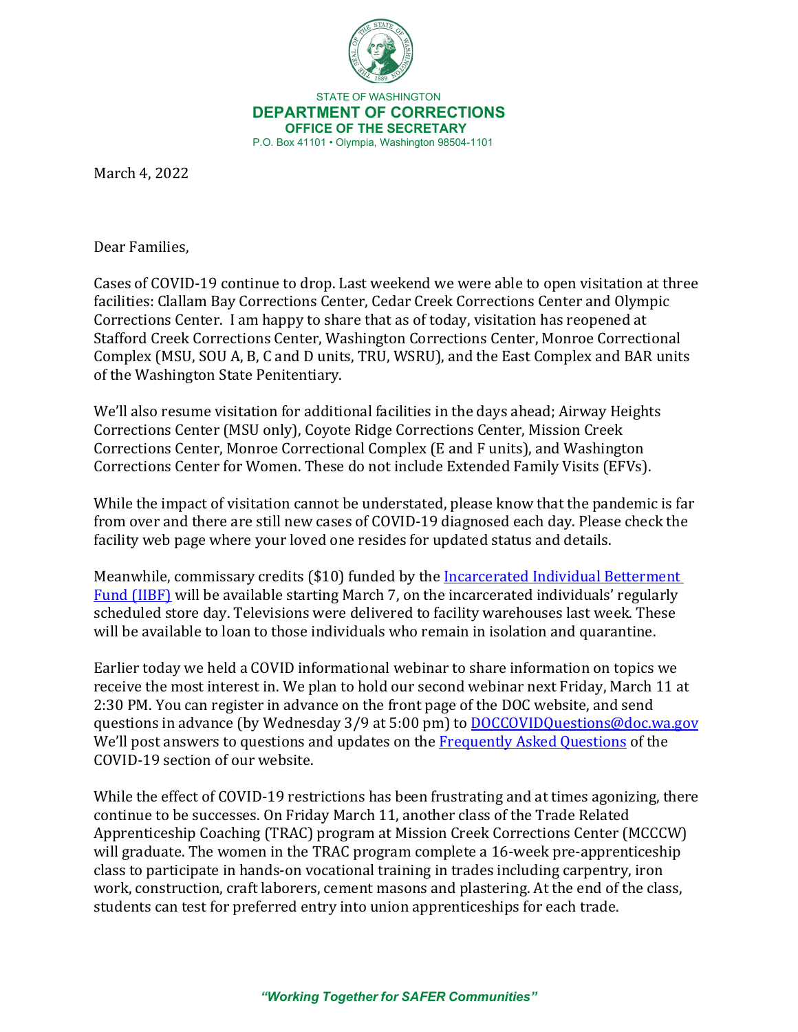STATE OF WASHINGTON
**DEPARTMENT OF CORRECTIONS**
**OFFICE OF THE SECRETARY**
P.O. Box 41101 • Olympia, Washington 98504-1101

March 4, 2022

Dear Families,

Cases of COVID-19 continue to drop. Last weekend we were able to open visitation at three facilities: Clallam Bay Corrections Center, Cedar Creek Corrections Center and Olympic Corrections Center. I am happy to share that as of today, visitation has reopened at Stafford Creek Corrections Center, Washington Corrections Center, Monroe Correctional Complex (MSU, SOU A, B, C and D units, TRU, WSRU), and the East Complex and BAR units of the Washington State Penitentiary.

We'll also resume visitation for additional facilities in the days ahead; Airway Heights Corrections Center (MSU only), Coyote Ridge Corrections Center, Mission Creek Corrections Center, Monroe Correctional Complex (E and F units), and Washington Corrections Center for Women. These do not include Extended Family Visits (EFVs).

While the impact of visitation cannot be understated, please know that the pandemic is far from over and there are still new cases of COVID-19 diagnosed each day. Please check the facility web page where your loved one resides for updated status and details.

Meanwhile, commissary credits ($10) funded by the [Incarcerated Individual Betterment Fund (IIBF)](#) will be available starting March 7, on the incarcerated individuals' regularly scheduled store day. Televisions were delivered to facility warehouses last week. These will be available to loan to those individuals who remain in isolation and quarantine.

Earlier today we held a COVID informational webinar to share information on topics we receive the most interest in. We plan to hold our second webinar next Friday, March 11 at 2:30 PM. You can register in advance on the front page of the DOC website, and send questions in advance (by Wednesday 3/9 at 5:00 pm) to [DOCCOVIDQuestions@doc.wa.gov](mailto:DOCCOVIDQuestions@doc.wa.gov) We'll post answers to questions and updates on the [Frequently Asked Questions](#) of the COVID-19 section of our website.

While the effect of COVID-19 restrictions has been frustrating and at times agonizing, there continue to be successes. On Friday March 11, another class of the Trade Related Apprenticeship Coaching (TRAC) program at Mission Creek Corrections Center (MCCCW) will graduate. The women in the TRAC program complete a 16-week pre-apprenticeship class to participate in hands-on vocational training in trades including carpentry, iron work, construction, craft laborers, cement masons and plastering. At the end of the class, students can test for preferred entry into union apprenticeships for each trade.

*"Working Together for SAFER Communities"*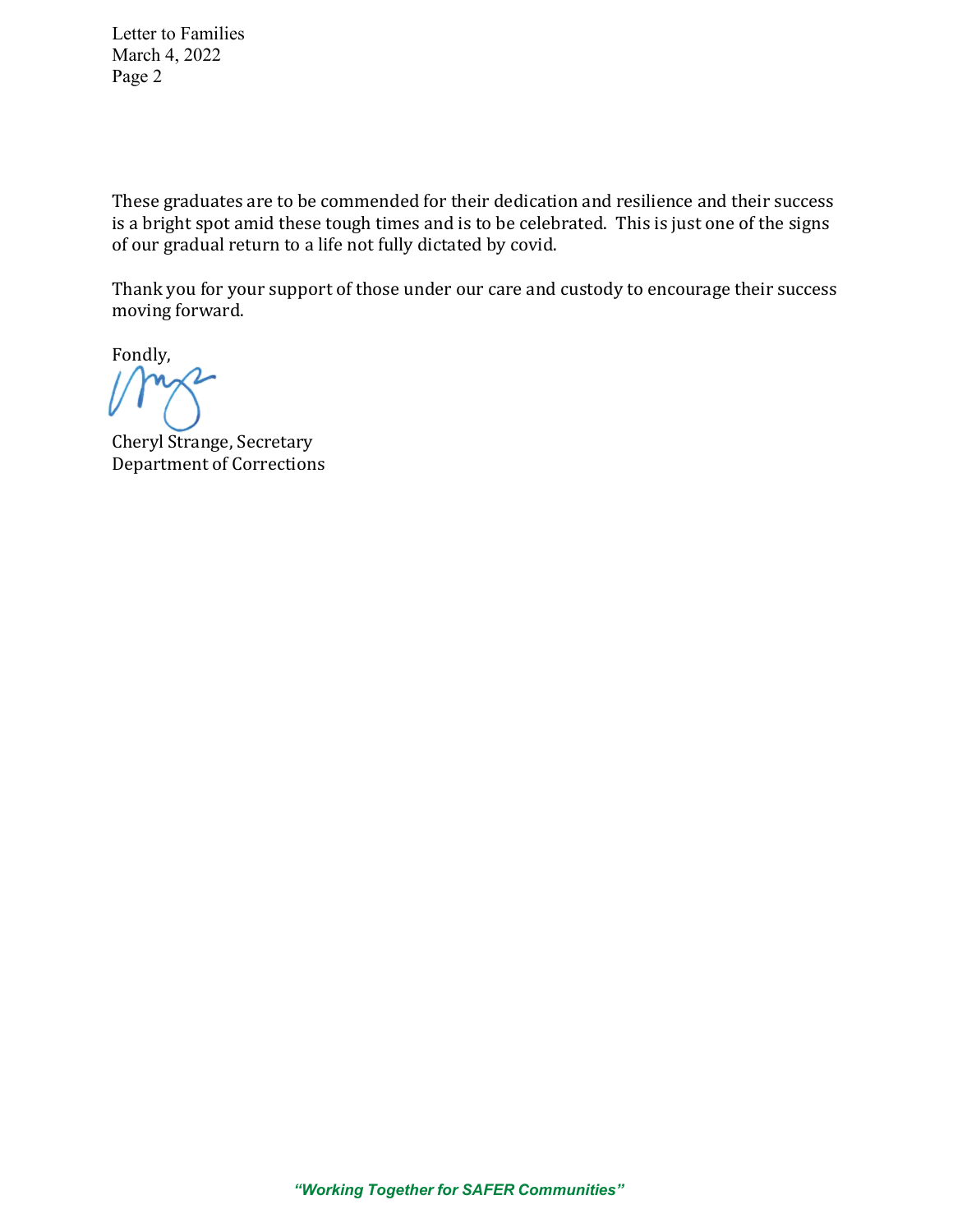These graduates are to be commended for their dedication and resilience and their success is a bright spot amid these tough times and is to be celebrated. This is just one of the signs of our gradual return to a life not fully dictated by covid.

Thank you for your support of those under our care and custody to encourage their success moving forward.

Fondly,

Cheryl Strange, Secretary
Department of Corrections